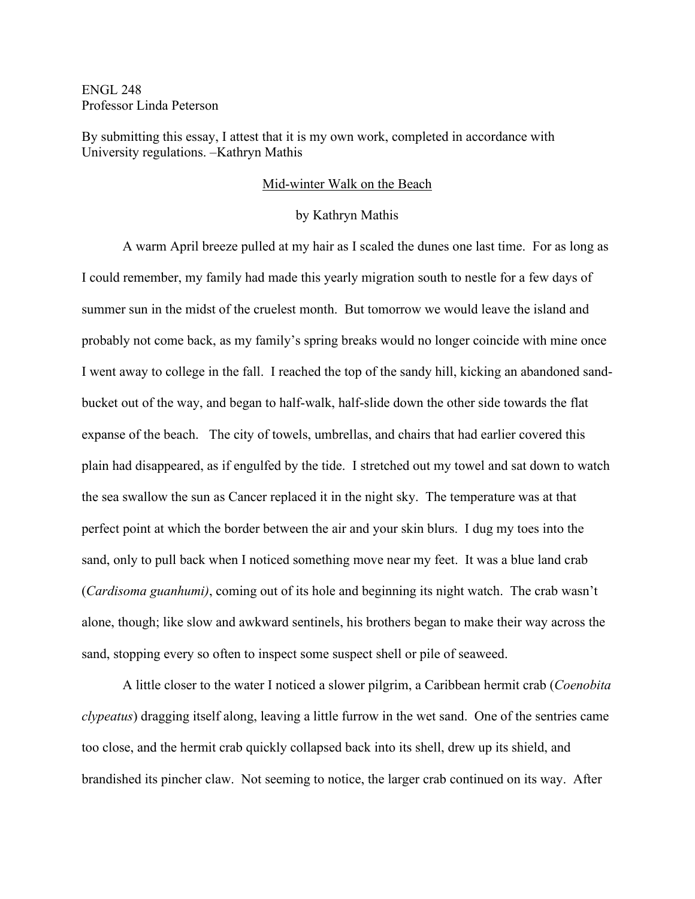ENGL 248
Professor Linda Peterson

By submitting this essay, I attest that it is my own work, completed in accordance with University regulations. –Kathryn Mathis

# Mid-winter Walk on the Beach

by Kathryn Mathis

A warm April breeze pulled at my hair as I scaled the dunes one last time. For as long as I could remember, my family had made this yearly migration south to nestle for a few days of summer sun in the midst of the cruelest month. But tomorrow we would leave the island and probably not come back, as my family's spring breaks would no longer coincide with mine once I went away to college in the fall. I reached the top of the sandy hill, kicking an abandoned sand-bucket out of the way, and began to half-walk, half-slide down the other side towards the flat expanse of the beach. The city of towels, umbrellas, and chairs that had earlier covered this plain had disappeared, as if engulfed by the tide. I stretched out my towel and sat down to watch the sea swallow the sun as Cancer replaced it in the night sky. The temperature was at that perfect point at which the border between the air and your skin blurs. I dug my toes into the sand, only to pull back when I noticed something move near my feet. It was a blue land crab (*Cardisoma guanhumi)*, coming out of its hole and beginning its night watch. The crab wasn't alone, though; like slow and awkward sentinels, his brothers began to make their way across the sand, stopping every so often to inspect some suspect shell or pile of seaweed.

A little closer to the water I noticed a slower pilgrim, a Caribbean hermit crab (*Coenobita clypeatus*) dragging itself along, leaving a little furrow in the wet sand. One of the sentries came too close, and the hermit crab quickly collapsed back into its shell, drew up its shield, and brandished its pincher claw. Not seeming to notice, the larger crab continued on its way. After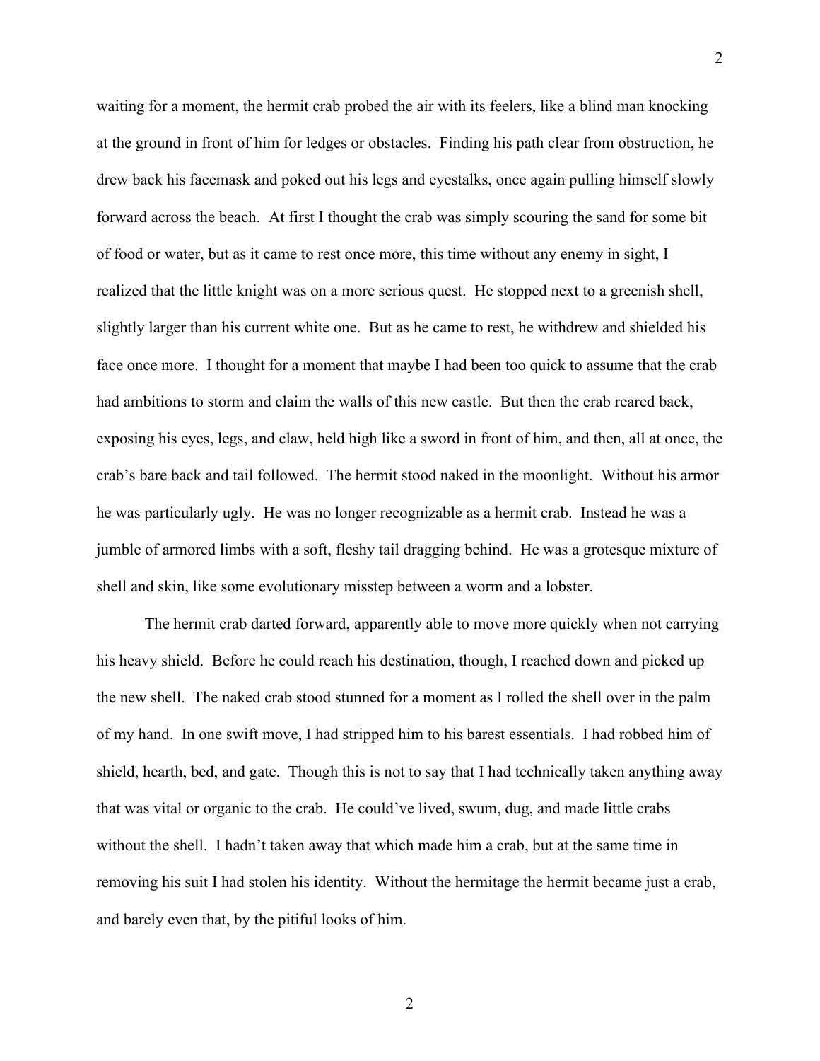waiting for a moment, the hermit crab probed the air with its feelers, like a blind man knocking at the ground in front of him for ledges or obstacles. Finding his path clear from obstruction, he drew back his facemask and poked out his legs and eyestalks, once again pulling himself slowly forward across the beach. At first I thought the crab was simply scouring the sand for some bit of food or water, but as it came to rest once more, this time without any enemy in sight, I realized that the little knight was on a more serious quest. He stopped next to a greenish shell, slightly larger than his current white one. But as he came to rest, he withdrew and shielded his face once more. I thought for a moment that maybe I had been too quick to assume that the crab had ambitions to storm and claim the walls of this new castle. But then the crab reared back, exposing his eyes, legs, and claw, held high like a sword in front of him, and then, all at once, the crab's bare back and tail followed. The hermit stood naked in the moonlight. Without his armor he was particularly ugly. He was no longer recognizable as a hermit crab. Instead he was a jumble of armored limbs with a soft, fleshy tail dragging behind. He was a grotesque mixture of shell and skin, like some evolutionary misstep between a worm and a lobster.

The hermit crab darted forward, apparently able to move more quickly when not carrying his heavy shield. Before he could reach his destination, though, I reached down and picked up the new shell. The naked crab stood stunned for a moment as I rolled the shell over in the palm of my hand. In one swift move, I had stripped him to his barest essentials. I had robbed him of shield, hearth, bed, and gate. Though this is not to say that I had technically taken anything away that was vital or organic to the crab. He could've lived, swum, dug, and made little crabs without the shell. I hadn't taken away that which made him a crab, but at the same time in removing his suit I had stolen his identity. Without the hermitage the hermit became just a crab, and barely even that, by the pitiful looks of him.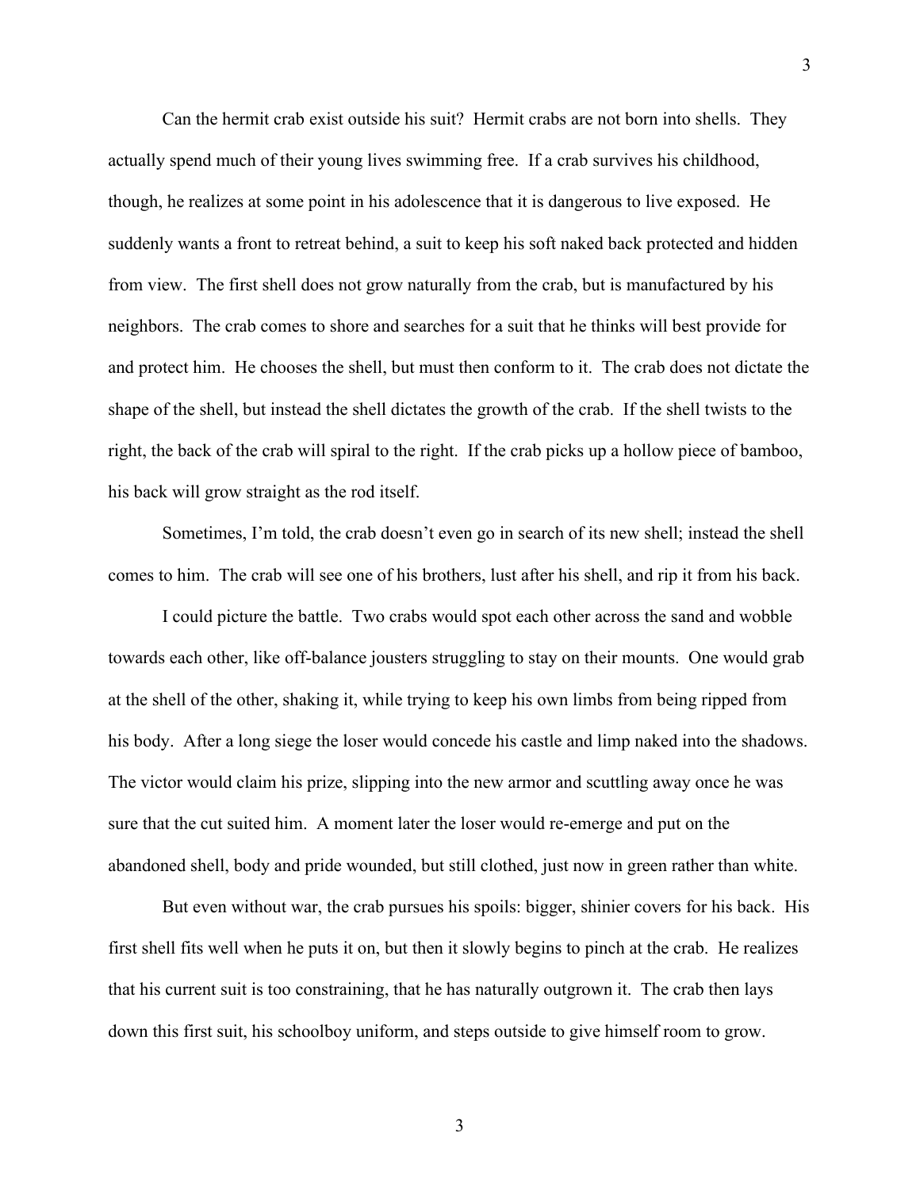Can the hermit crab exist outside his suit? Hermit crabs are not born into shells. They actually spend much of their young lives swimming free. If a crab survives his childhood, though, he realizes at some point in his adolescence that it is dangerous to live exposed. He suddenly wants a front to retreat behind, a suit to keep his soft naked back protected and hidden from view. The first shell does not grow naturally from the crab, but is manufactured by his neighbors. The crab comes to shore and searches for a suit that he thinks will best provide for and protect him. He chooses the shell, but must then conform to it. The crab does not dictate the shape of the shell, but instead the shell dictates the growth of the crab. If the shell twists to the right, the back of the crab will spiral to the right. If the crab picks up a hollow piece of bamboo, his back will grow straight as the rod itself.

Sometimes, I'm told, the crab doesn't even go in search of its new shell; instead the shell comes to him. The crab will see one of his brothers, lust after his shell, and rip it from his back.

I could picture the battle. Two crabs would spot each other across the sand and wobble towards each other, like off-balance jousters struggling to stay on their mounts. One would grab at the shell of the other, shaking it, while trying to keep his own limbs from being ripped from his body. After a long siege the loser would concede his castle and limp naked into the shadows. The victor would claim his prize, slipping into the new armor and scuttling away once he was sure that the cut suited him. A moment later the loser would re-emerge and put on the abandoned shell, body and pride wounded, but still clothed, just now in green rather than white.

But even without war, the crab pursues his spoils: bigger, shinier covers for his back. His first shell fits well when he puts it on, but then it slowly begins to pinch at the crab. He realizes that his current suit is too constraining, that he has naturally outgrown it. The crab then lays down this first suit, his schoolboy uniform, and steps outside to give himself room to grow.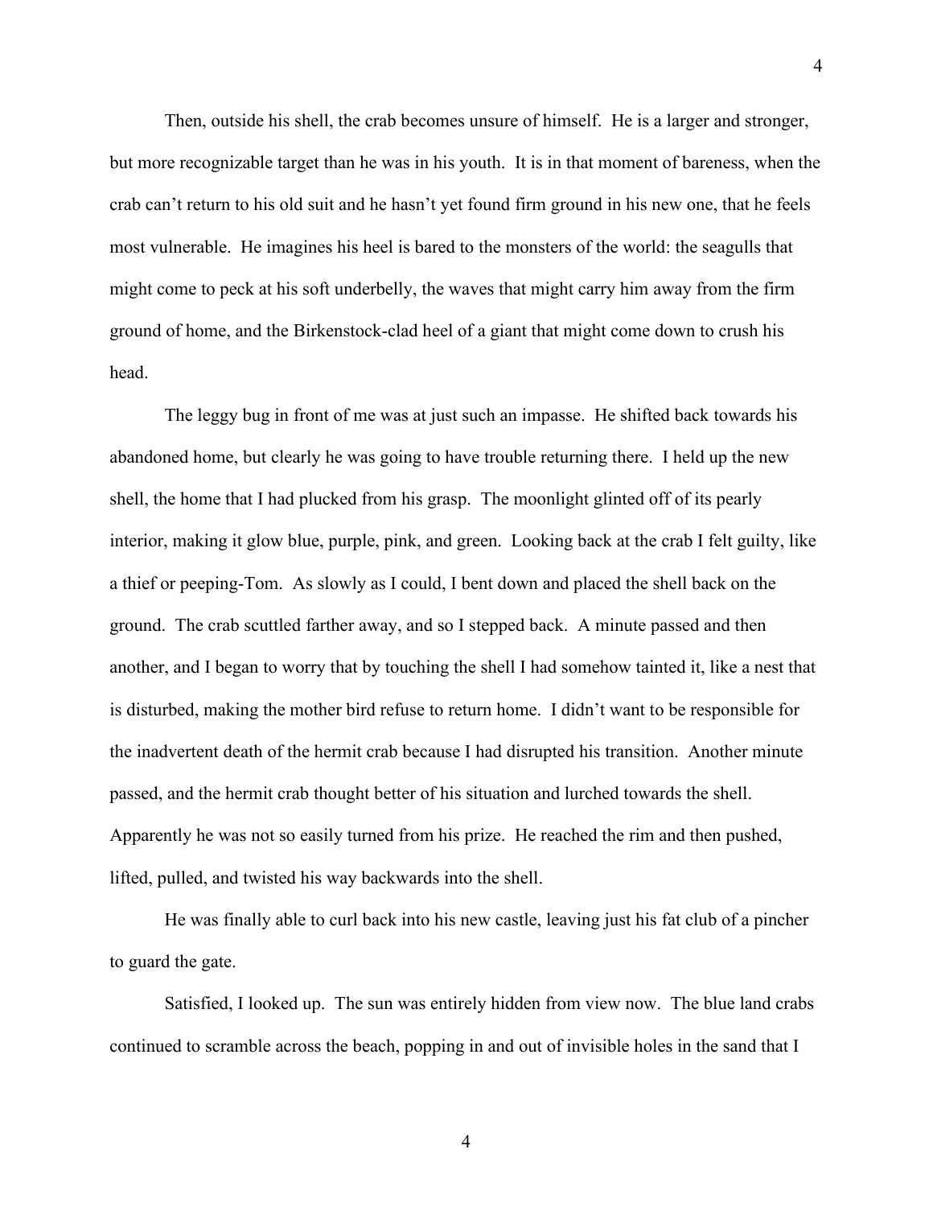Then, outside his shell, the crab becomes unsure of himself. He is a larger and stronger, but more recognizable target than he was in his youth. It is in that moment of bareness, when the crab can't return to his old suit and he hasn't yet found firm ground in his new one, that he feels most vulnerable. He imagines his heel is bared to the monsters of the world: the seagulls that might come to peck at his soft underbelly, the waves that might carry him away from the firm ground of home, and the Birkenstock-clad heel of a giant that might come down to crush his head.

The leggy bug in front of me was at just such an impasse. He shifted back towards his abandoned home, but clearly he was going to have trouble returning there. I held up the new shell, the home that I had plucked from his grasp. The moonlight glinted off of its pearly interior, making it glow blue, purple, pink, and green. Looking back at the crab I felt guilty, like a thief or peeping-Tom. As slowly as I could, I bent down and placed the shell back on the ground. The crab scuttled farther away, and so I stepped back. A minute passed and then another, and I began to worry that by touching the shell I had somehow tainted it, like a nest that is disturbed, making the mother bird refuse to return home. I didn't want to be responsible for the inadvertent death of the hermit crab because I had disrupted his transition. Another minute passed, and the hermit crab thought better of his situation and lurched towards the shell. Apparently he was not so easily turned from his prize. He reached the rim and then pushed, lifted, pulled, and twisted his way backwards into the shell.

He was finally able to curl back into his new castle, leaving just his fat club of a pincher to guard the gate.

Satisfied, I looked up. The sun was entirely hidden from view now. The blue land crabs continued to scramble across the beach, popping in and out of invisible holes in the sand that I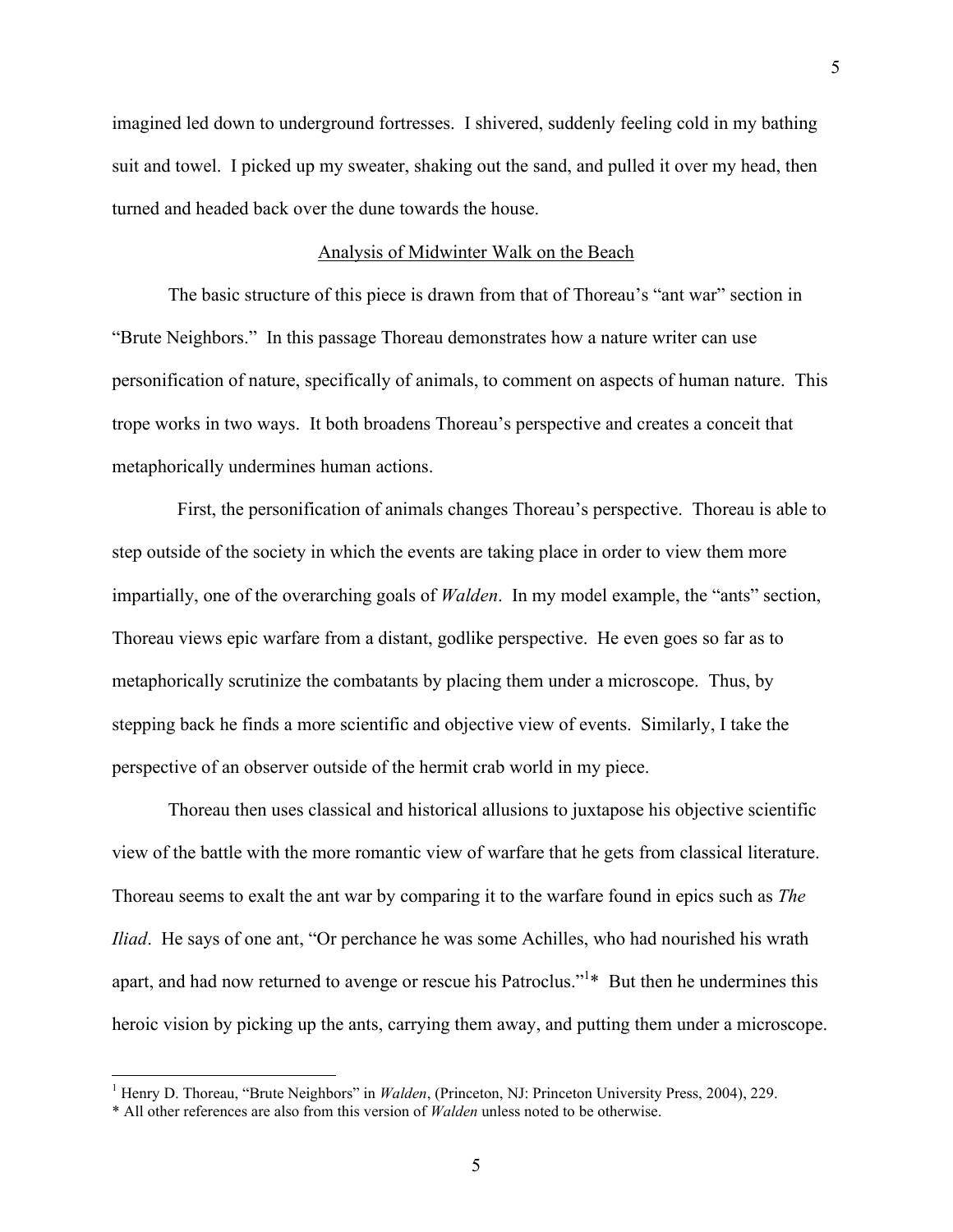imagined led down to underground fortresses. I shivered, suddenly feeling cold in my bathing suit and towel. I picked up my sweater, shaking out the sand, and pulled it over my head, then turned and headed back over the dune towards the house.

## Analysis of Midwinter Walk on the Beach

The basic structure of this piece is drawn from that of Thoreau's "ant war" section in "Brute Neighbors." In this passage Thoreau demonstrates how a nature writer can use personification of nature, specifically of animals, to comment on aspects of human nature. This trope works in two ways. It both broadens Thoreau's perspective and creates a conceit that metaphorically undermines human actions.

First, the personification of animals changes Thoreau's perspective. Thoreau is able to step outside of the society in which the events are taking place in order to view them more impartially, one of the overarching goals of *Walden*. In my model example, the "ants" section, Thoreau views epic warfare from a distant, godlike perspective. He even goes so far as to metaphorically scrutinize the combatants by placing them under a microscope. Thus, by stepping back he finds a more scientific and objective view of events. Similarly, I take the perspective of an observer outside of the hermit crab world in my piece.

Thoreau then uses classical and historical allusions to juxtapose his objective scientific view of the battle with the more romantic view of warfare that he gets from classical literature. Thoreau seems to exalt the ant war by comparing it to the warfare found in epics such as *The Iliad*. He says of one ant, "Or perchance he was some Achilles, who had nourished his wrath apart, and had now returned to avenge or rescue his Patroclus."[1]* But then he undermines this heroic vision by picking up the ants, carrying them away, and putting them under a microscope.

---

[1] Henry D. Thoreau, "Brute Neighbors" in *Walden*, (Princeton, NJ: Princeton University Press, 2004), 229.

* All other references are also from this version of *Walden* unless noted to be otherwise.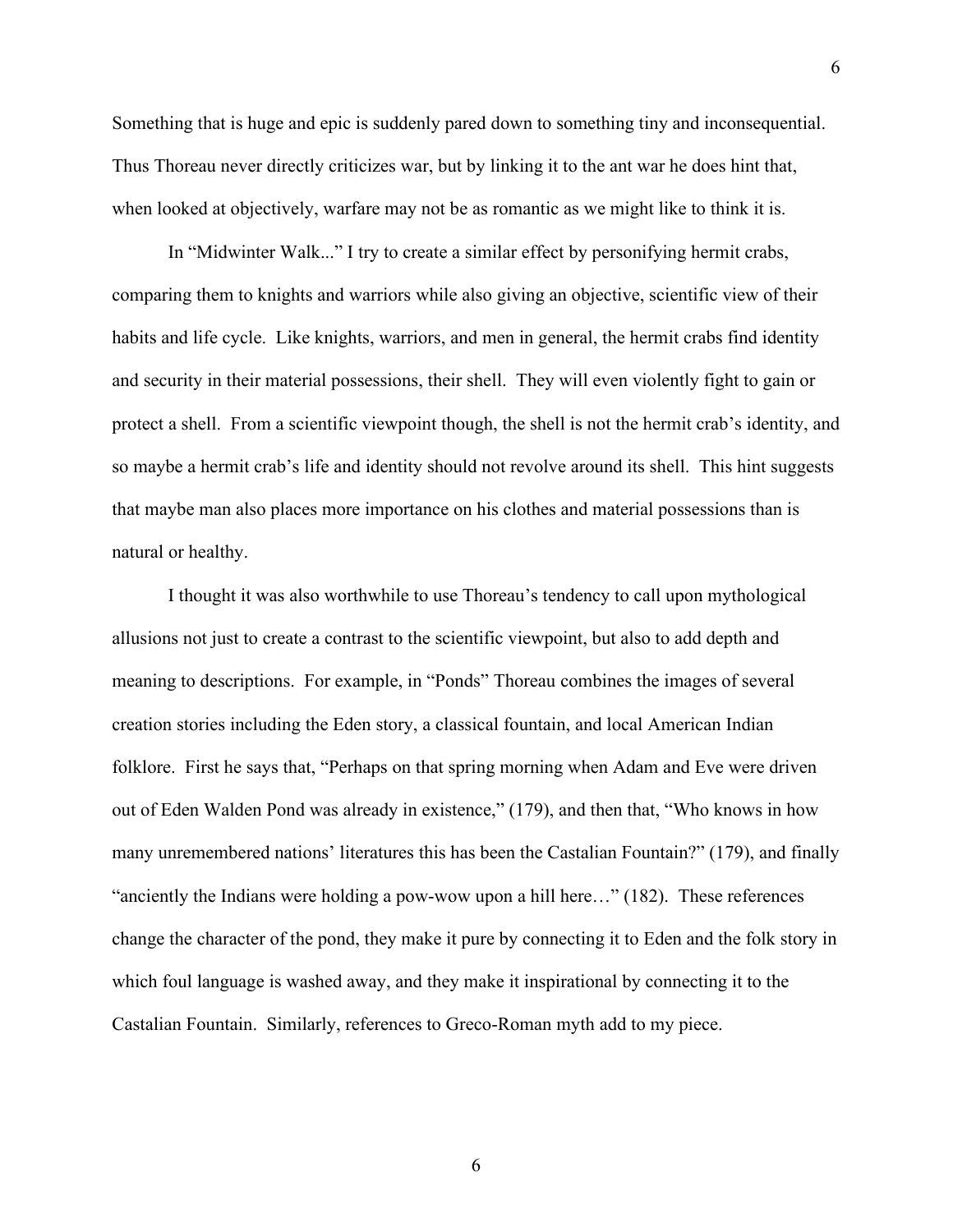Something that is huge and epic is suddenly pared down to something tiny and inconsequential. Thus Thoreau never directly criticizes war, but by linking it to the ant war he does hint that, when looked at objectively, warfare may not be as romantic as we might like to think it is.

In "Midwinter Walk..." I try to create a similar effect by personifying hermit crabs, comparing them to knights and warriors while also giving an objective, scientific view of their habits and life cycle. Like knights, warriors, and men in general, the hermit crabs find identity and security in their material possessions, their shell. They will even violently fight to gain or protect a shell. From a scientific viewpoint though, the shell is not the hermit crab's identity, and so maybe a hermit crab's life and identity should not revolve around its shell. This hint suggests that maybe man also places more importance on his clothes and material possessions than is natural or healthy.

I thought it was also worthwhile to use Thoreau's tendency to call upon mythological allusions not just to create a contrast to the scientific viewpoint, but also to add depth and meaning to descriptions. For example, in "Ponds" Thoreau combines the images of several creation stories including the Eden story, a classical fountain, and local American Indian folklore. First he says that, "Perhaps on that spring morning when Adam and Eve were driven out of Eden Walden Pond was already in existence," (179), and then that, "Who knows in how many unremembered nations' literatures this has been the Castalian Fountain?" (179), and finally "anciently the Indians were holding a pow-wow upon a hill here…" (182). These references change the character of the pond, they make it pure by connecting it to Eden and the folk story in which foul language is washed away, and they make it inspirational by connecting it to the Castalian Fountain. Similarly, references to Greco-Roman myth add to my piece.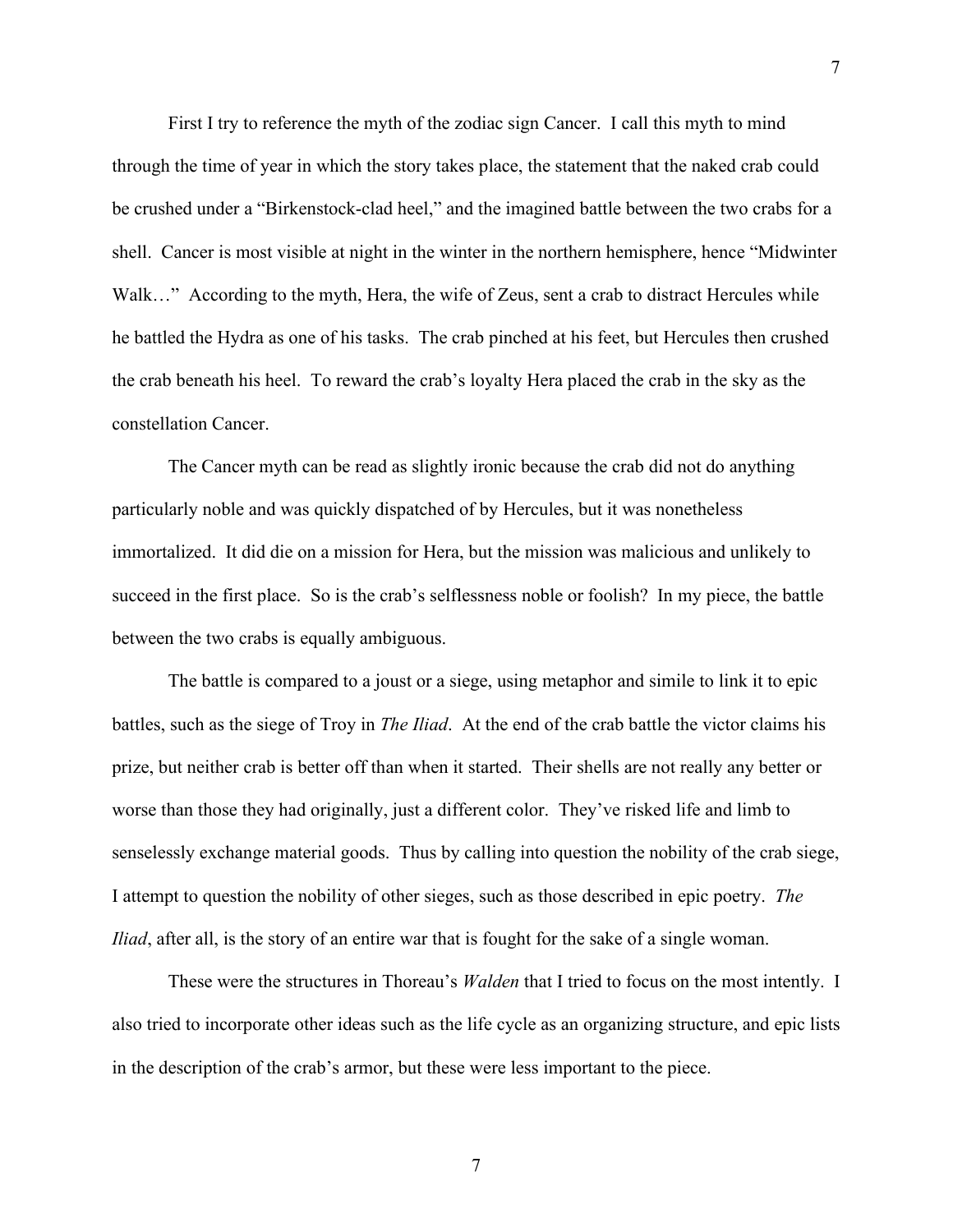First I try to reference the myth of the zodiac sign Cancer. I call this myth to mind through the time of year in which the story takes place, the statement that the naked crab could be crushed under a "Birkenstock-clad heel," and the imagined battle between the two crabs for a shell. Cancer is most visible at night in the winter in the northern hemisphere, hence "Midwinter Walk…" According to the myth, Hera, the wife of Zeus, sent a crab to distract Hercules while he battled the Hydra as one of his tasks. The crab pinched at his feet, but Hercules then crushed the crab beneath his heel. To reward the crab's loyalty Hera placed the crab in the sky as the constellation Cancer.

The Cancer myth can be read as slightly ironic because the crab did not do anything particularly noble and was quickly dispatched of by Hercules, but it was nonetheless immortalized. It did die on a mission for Hera, but the mission was malicious and unlikely to succeed in the first place. So is the crab's selflessness noble or foolish? In my piece, the battle between the two crabs is equally ambiguous.

The battle is compared to a joust or a siege, using metaphor and simile to link it to epic battles, such as the siege of Troy in *The Iliad*. At the end of the crab battle the victor claims his prize, but neither crab is better off than when it started. Their shells are not really any better or worse than those they had originally, just a different color. They've risked life and limb to senselessly exchange material goods. Thus by calling into question the nobility of the crab siege, I attempt to question the nobility of other sieges, such as those described in epic poetry. *The Iliad*, after all, is the story of an entire war that is fought for the sake of a single woman.

These were the structures in Thoreau's *Walden* that I tried to focus on the most intently. I also tried to incorporate other ideas such as the life cycle as an organizing structure, and epic lists in the description of the crab's armor, but these were less important to the piece.